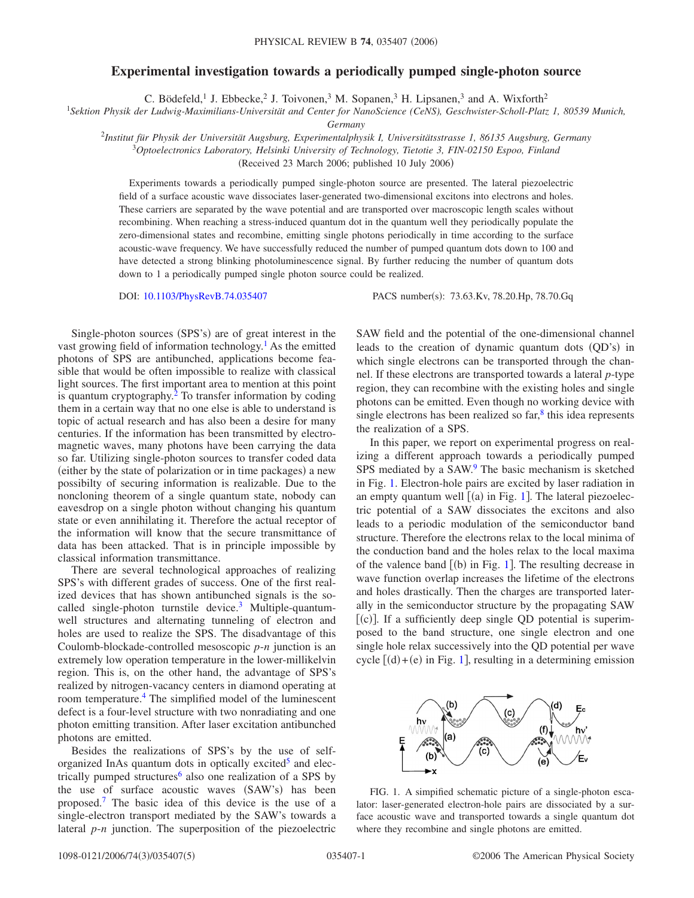# Experimental investigation towards a periodically pumped single-photon source

C. Bödefeld,[1] J. Ebbecke,[2] J. Toivonen,[3] M. Sopanen,[3] H. Lipsanen,[3] and A. Wixforth[2]

[1]*Sektion Physik der Ludwig-Maximilians-Universität and Center for NanoScience (CeNS), Geschwister-Scholl-Platz 1, 80539 Munich, Germany*

[2]*Institut für Physik der Universität Augsburg, Experimentalphysik I, Universitätsstrasse 1, 86135 Augsburg, Germany*

[3]*Optoelectronics Laboratory, Helsinki University of Technology, Tietotie 3, FIN-02150 Espoo, Finland*

(Received 23 March 2006; published 10 July 2006)

Experiments towards a periodically pumped single-photon source are presented. The lateral piezoelectric field of a surface acoustic wave dissociates laser-generated two-dimensional excitons into electrons and holes. These carriers are separated by the wave potential and are transported over macroscopic length scales without recombining. When reaching a stress-induced quantum dot in the quantum well they periodically populate the zero-dimensional states and recombine, emitting single photons periodically in time according to the surface acoustic-wave frequency. We have successfully reduced the number of pumped quantum dots down to 100 and have detected a strong blinking photoluminescence signal. By further reducing the number of quantum dots down to 1 a periodically pumped single photon source could be realized.

DOI: 10.1103/PhysRevB.74.035407 PACS number(s): 73.63.Kv, 78.20.Hp, 78.70.Gq

Single-photon sources (SPS's) are of great interest in the vast growing field of information technology.[1] As the emitted photons of SPS are antibunched, applications become feasible that would be often impossible to realize with classical light sources. The first important area to mention at this point is quantum cryptography.[2] To transfer information by coding them in a certain way that no one else is able to understand is topic of actual research and has also been a desire for many centuries. If the information has been transmitted by electromagnetic waves, many photons have been carrying the data so far. Utilizing single-photon sources to transfer coded data (either by the state of polarization or in time packages) a new possibilty of securing information is realizable. Due to the noncloning theorem of a single quantum state, nobody can eavesdrop on a single photon without changing his quantum state or even annihilating it. Therefore the actual receptor of the information will know that the secure transmittance of data has been attacked. That is in principle impossible by classical information transmittance.

There are several technological approaches of realizing SPS's with different grades of success. One of the first realized devices that has shown antibunched signals is the so-called single-photon turnstile device.[3] Multiple-quantum-well structures and alternating tunneling of electron and holes are used to realize the SPS. The disadvantage of this Coulomb-blockade-controlled mesoscopic *p*-*n* junction is an extremely low operation temperature in the lower-millikelvin region. This is, on the other hand, the advantage of SPS's realized by nitrogen-vacancy centers in diamond operating at room temperature.[4] The simplified model of the luminescent defect is a four-level structure with two nonradiating and one photon emitting transition. After laser excitation antibunched photons are emitted.

Besides the realizations of SPS's by the use of self-organized InAs quantum dots in optically excited[5] and electrically pumped structures[6] also one realization of a SPS by the use of surface acoustic waves (SAW's) has been proposed.[7] The basic idea of this device is the use of a single-electron transport mediated by the SAW's towards a lateral *p*-*n* junction. The superposition of the piezoelectric SAW field and the potential of the one-dimensional channel leads to the creation of dynamic quantum dots (QD's) in which single electrons can be transported through the channel. If these electrons are transported towards a lateral *p*-type region, they can recombine with the existing holes and single photons can be emitted. Even though no working device with single electrons has been realized so far,[8] this idea represents the realization of a SPS.

In this paper, we report on experimental progress on realizing a different approach towards a periodically pumped SPS mediated by a SAW.[9] The basic mechanism is sketched in Fig. 1. Electron-hole pairs are excited by laser radiation in an empty quantum well [(a) in Fig. 1]. The lateral piezoelectric potential of a SAW dissociates the excitons and also leads to a periodic modulation of the semiconductor band structure. Therefore the electrons relax to the local minima of the conduction band and the holes relax to the local maxima of the valence band [(b) in Fig. 1]. The resulting decrease in wave function overlap increases the lifetime of the electrons and holes drastically. Then the charges are transported laterally in the semiconductor structure by the propagating SAW [(c)]. If a sufficiently deep single QD potential is superimposed to the band structure, one single electron and one single hole relax successively into the QD potential per wave cycle [(d)+(e) in Fig. 1], resulting in a determining emission

(b) (c) (d) $E_c$
$h\nu$ (a) (f) $h\nu'$
E (b) (c) (e) $E_v$
x

FIG. 1. A simpified schematic picture of a single-photon escalator: laser-generated electron-hole pairs are dissociated by a surface acoustic wave and transported towards a single quantum dot where they recombine and single photons are emitted.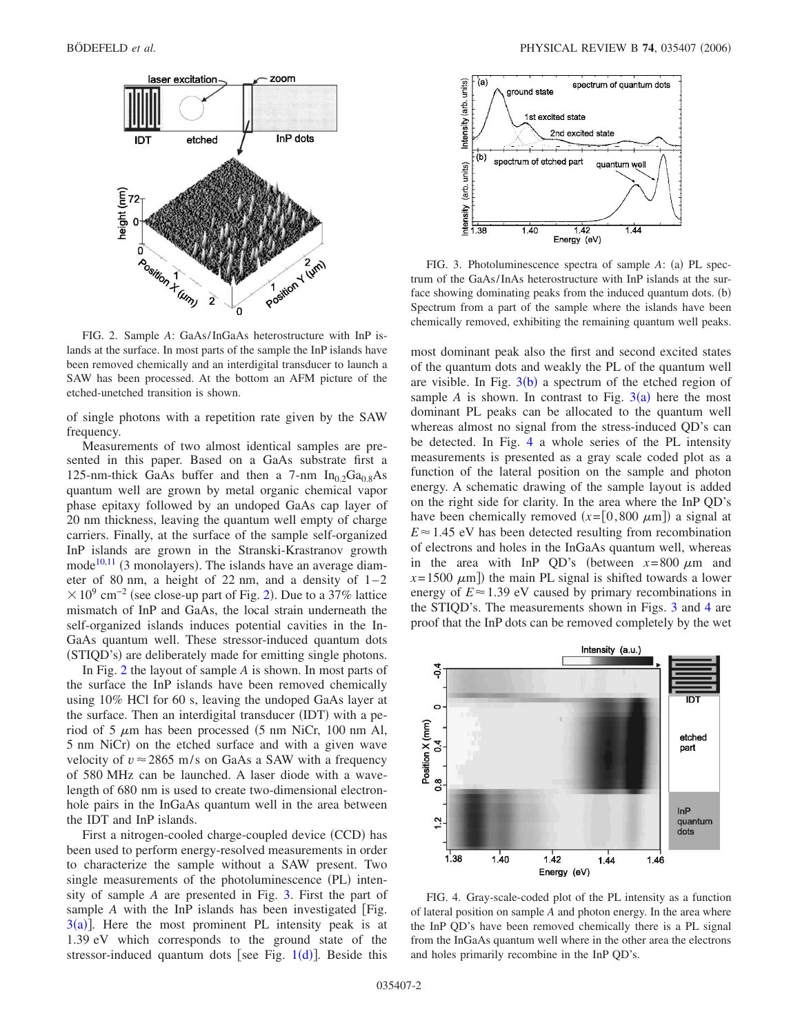laser excitation

zoom

IDT

etched

InP dots

height (nm)

72

0

0

Position X (μm)

1

2

Position Y (μm)

1

2

0

FIG. 2. Sample $A$: GaAs/InGaAs heterostructure with InP islands at the surface. In most parts of the sample the InP islands have been removed chemically and an interdigital transducer to launch a SAW has been processed. At the bottom an AFM picture of the etched-unetched transition is shown.

of single photons with a repetition rate given by the SAW frequency.

Measurements of two almost identical samples are presented in this paper. Based on a GaAs substrate first a 125-nm-thick GaAs buffer and then a 7-nm $In_{0.2}Ga_{0.8}As$ quantum well are grown by metal organic chemical vapor phase epitaxy followed by an undoped GaAs cap layer of 20 nm thickness, leaving the quantum well empty of charge carriers. Finally, at the surface of the sample self-organized InP islands are grown in the Stranski-Krastranov growth mode[10,11] (3 monolayers). The islands have an average diameter of 80 nm, a height of 22 nm, and a density of 1–2 $\times 10^9$ $cm^{-2}$ (see close-up part of Fig. 2). Due to a 37% lattice mismatch of InP and GaAs, the local strain underneath the self-organized islands induces potential cavities in the InGaAs quantum well. These stressor-induced quantum dots (STIQD's) are deliberately made for emitting single photons.

In Fig. 2 the layout of sample $A$ is shown. In most parts of the surface the InP islands have been removed chemically using 10% HCl for 60 s, leaving the undoped GaAs layer at the surface. Then an interdigital transducer (IDT) with a period of 5 $\mu$m has been processed (5 nm NiCr, 100 nm Al, 5 nm NiCr) on the etched surface and with a given wave velocity of $v \approx 2865$ m/s on GaAs a SAW with a frequency of 580 MHz can be launched. A laser diode with a wavelength of 680 nm is used to create two-dimensional electron-hole pairs in the InGaAs quantum well in the area between the IDT and InP islands.

First a nitrogen-cooled charge-coupled device (CCD) has been used to perform energy-resolved measurements in order to characterize the sample without a SAW present. Two single measurements of the photoluminescence (PL) intensity of sample $A$ are presented in Fig. 3. First the part of sample $A$ with the InP islands has been investigated [Fig. 3(a)]. Here the most prominent PL intensity peak is at 1.39 eV which corresponds to the ground state of the stressor-induced quantum dots [see Fig. 1(d)]. Beside this most dominant peak also the first and second excited states of the quantum dots and weakly the PL of the quantum well are visible. In Fig. 3(b) a spectrum of the etched region of sample $A$ is shown. In contrast to Fig. 3(a) here the most dominant PL peaks can be allocated to the quantum well whereas almost no signal from the stress-induced QD's can be detected. In Fig. 4 a whole series of the PL intensity measurements is presented as a gray scale coded plot as a function of the lateral position on the sample and photon energy. A schematic drawing of the sample layout is added on the right side for clarity. In the area where the InP QD's have been chemically removed ($x=[0,800\ \mu m]$) a signal at $E \approx 1.45$ eV has been detected resulting from recombination of electrons and holes in the InGaAs quantum well, whereas in the area with InP QD's (between $x=800\ \mu m$ and $x=1500\ \mu m]$) the main PL signal is shifted towards a lower energy of $E \approx 1.39$ eV caused by primary recombinations in the STIQD's. The measurements shown in Figs. 3 and 4 are proof that the InP dots can be removed completely by the wet

(a) spectrum of quantum dots

ground state

1st excited state

2nd excited state

Intensity (arb. units)

(b) spectrum of etched part

quantum well

Intensity (arb. units)

1.38

1.40

1.42

1.44

Energy (eV)

FIG. 3. Photoluminescence spectra of sample $A$: (a) PL spectrum of the GaAs/InAs heterostructure with InP islands at the surface showing dominating peaks from the induced quantum dots. (b) Spectrum from a part of the sample where the islands have been chemically removed, exhibiting the remaining quantum well peaks.

Intensity (a.u.)

Position X (mm)

-0.4

0

0.4

0.8

1.2

1.38

1.40

1.42

1.44

1.46

Energy (eV)

IDT

etched part

InP quantum dots

FIG. 4. Gray-scale-coded plot of the PL intensity as a function of lateral position on sample $A$ and photon energy. In the area where the InP QD's have been removed chemically there is a PL signal from the InGaAs quantum well where in the other area the electrons and holes primarily recombine in the InP QD's.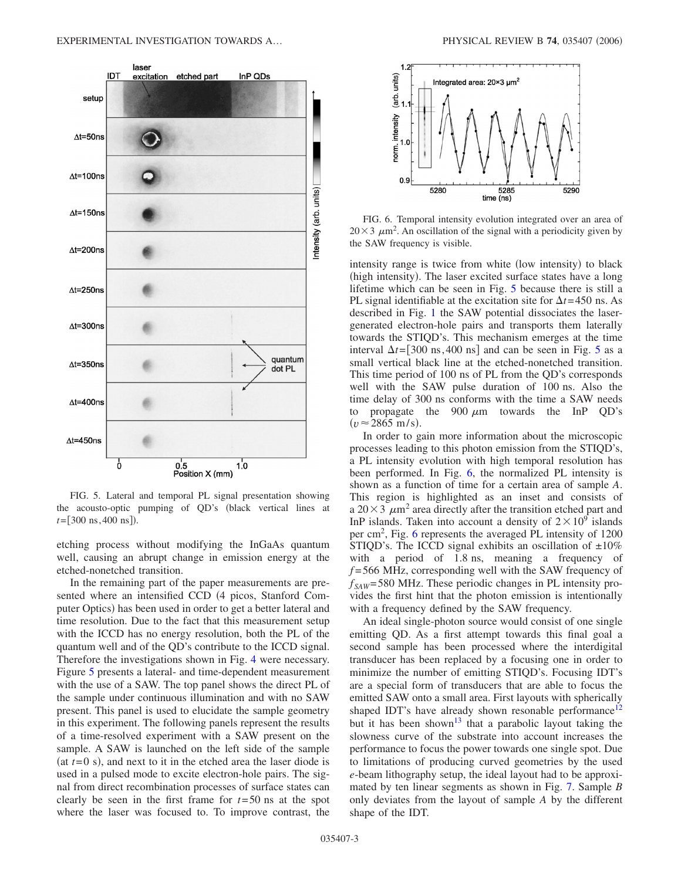setup

laser excitation

IDT

etched part

InP QDs

Δt=50ns

Δt=100ns

Δt=150ns

Δt=200ns

Δt=250ns

Δt=300ns

Δt=350ns

Δt=400ns

Δt=450ns

quantum dot PL

Intensity (arb. units)

0

0.5

1.0

Position X (mm)

FIG. 5. Lateral and temporal PL signal presentation showing the acousto-optic pumping of QD's (black vertical lines at $t=[300\text{ ns},400\text{ ns}]$).

etching process without modifying the InGaAs quantum well, causing an abrupt change in emission energy at the etched-nonetched transition.

In the remaining part of the paper measurements are presented where an intensified CCD (4 picos, Stanford Computer Optics) has been used in order to get a better lateral and time resolution. Due to the fact that this measurement setup with the ICCD has no energy resolution, both the PL of the quantum well and of the QD's contribute to the ICCD signal. Therefore the investigations shown in Fig. 4 were necessary. Figure 5 presents a lateral- and time-dependent measurement with the use of a SAW. The top panel shows the direct PL of the sample under continuous illumination and with no SAW present. This panel is used to elucidate the sample geometry in this experiment. The following panels represent the results of a time-resolved experiment with a SAW present on the sample. A SAW is launched on the left side of the sample (at $t=0$ s), and next to it in the etched area the laser diode is used in a pulsed mode to excite electron-hole pairs. The signal from direct recombination processes of surface states can clearly be seen in the first frame for $t=50$ ns at the spot where the laser was focused to. To improve contrast, the intensity range is twice from white (low intensity) to black (high intensity). The laser excited surface states have a long lifetime which can be seen in Fig. 5 because there is still a PL signal identifiable at the excitation site for $\Delta t=450$ ns. As described in Fig. 1 the SAW potential dissociates the laser-generated electron-hole pairs and transports them laterally towards the STIQD's. This mechanism emerges at the time interval $\Delta t=[300\text{ ns},400\text{ ns}]$ and can be seen in Fig. 5 as a small vertical black line at the etched-nonetched transition. This time period of 100 ns of PL from the QD's corresponds well with the SAW pulse duration of 100 ns. Also the time delay of 300 ns conforms with the time a SAW needs to propagate the 900 $\mu$m towards the InP QD's ($v\approx 2865$ m/s).

Integrated area: 20×3 μm²

norm. intensity (arb. units)

1.2

1.1

1.0

0.9

5280

5285

5290

time (ns)

FIG. 6. Temporal intensity evolution integrated over an area of $20\times 3$ $\mu$m$^2$. An oscillation of the signal with a periodicity given by the SAW frequency is visible.

In order to gain more information about the microscopic processes leading to this photon emission from the STIQD's, a PL intensity evolution with high temporal resolution has been performed. In Fig. 6, the normalized PL intensity is shown as a function of time for a certain area of sample *A*. This region is highlighted as an inset and consists of a $20\times 3$ $\mu$m$^2$ area directly after the transition etched part and InP islands. Taken into account a density of $2\times 10^9$ islands per cm$^2$, Fig. 6 represents the averaged PL intensity of 1200 STIQD's. The ICCD signal exhibits an oscillation of $\pm 10\%$ with a period of 1.8 ns, meaning a frequency of $f=566$ MHz, corresponding well with the SAW frequency of $f_{SAW}=580$ MHz. These periodic changes in PL intensity provides the first hint that the photon emission is intentionally with a frequency defined by the SAW frequency.

An ideal single-photon source would consist of one single emitting QD. As a first attempt towards this final goal a second sample has been processed where the interdigital transducer has been replaced by a focusing one in order to minimize the number of emitting STIQD's. Focusing IDT's are a special form of transducers that are able to focus the emitted SAW onto a small area. First layouts with spherically shaped IDT's have already shown resonable performance[12] but it has been shown[13] that a parabolic layout taking the slowness curve of the substrate into account increases the performance to focus the power towards one single spot. Due to limitations of producing curved geometries by the used *e*-beam lithography setup, the ideal layout had to be approximated by ten linear segments as shown in Fig. 7. Sample *B* only deviates from the layout of sample *A* by the different shape of the IDT.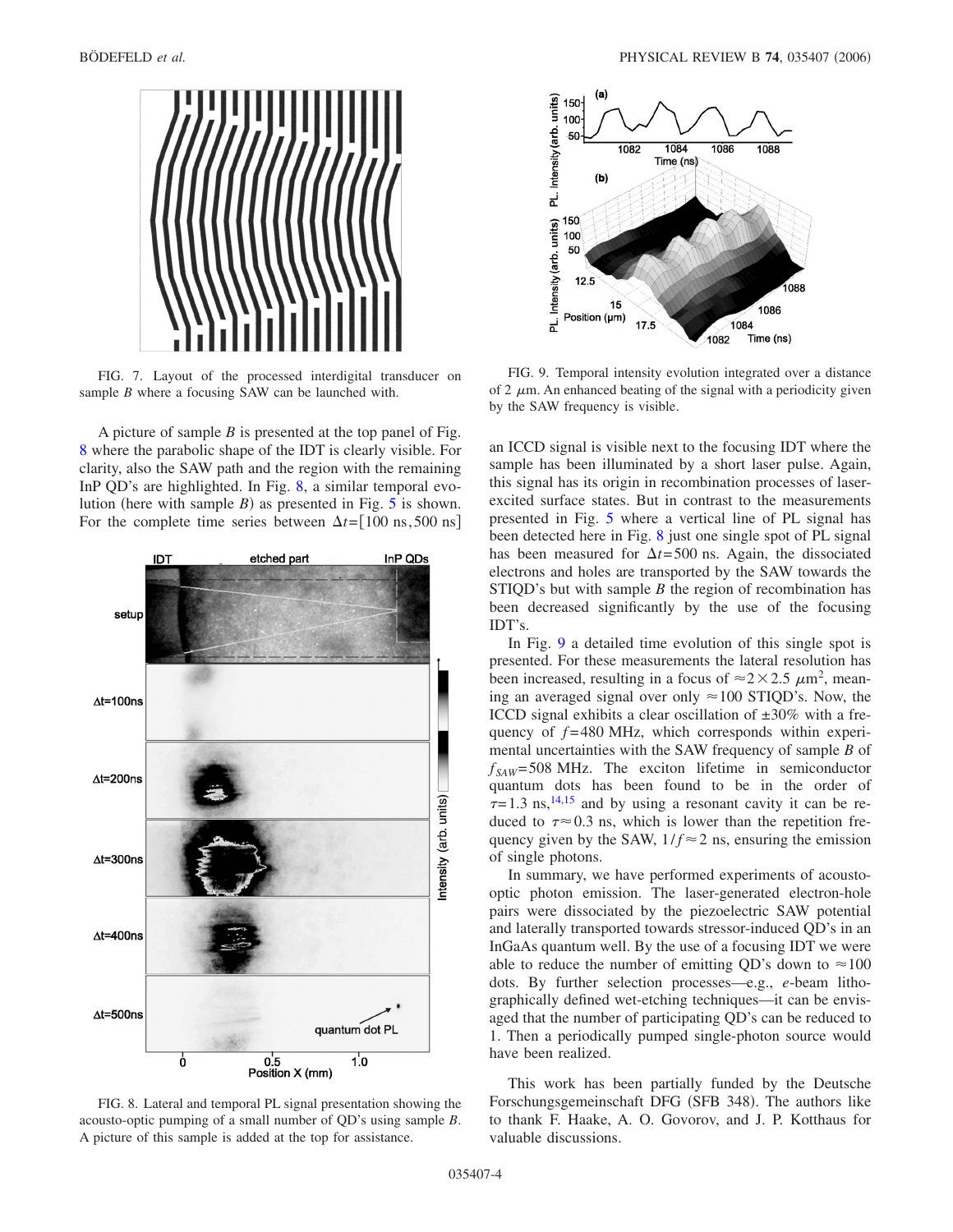FIG. 7. Layout of the processed interdigital transducer on sample *B* where a focusing SAW can be launched with.

A picture of sample *B* is presented at the top panel of Fig. 8 where the parabolic shape of the IDT is clearly visible. For clarity, also the SAW path and the region with the remaining InP QD's are highlighted. In Fig. 8, a similar temporal evolution (here with sample *B*) as presented in Fig. 5 is shown. For the complete time series between $\Delta t = [100\ \text{ns}, 500\ \text{ns}]$

IDT
etched part
InP QDs
setup
Δt=100ns
Δt=200ns
Δt=300ns
Δt=400ns
Δt=500ns
quantum dot PL
Intensity (arb. units)
0
0.5
1.0
Position X (mm)

FIG. 8. Lateral and temporal PL signal presentation showing the acousto-optic pumping of a small number of QD's using sample *B*. A picture of this sample is added at the top for assistance.

(a)
PL. Intensity (arb. units)
150
100
50
1082
1084
1086
1088
Time (ns)
(b)
PL. Intensity (arb. units)
150
100
50
12.5
15
17.5
Position (μm)
1082
1084
1086
1088
Time (ns)

FIG. 9. Temporal intensity evolution integrated over a distance of 2 μm. An enhanced beating of the signal with a periodicity given by the SAW frequency is visible.

an ICCD signal is visible next to the focusing IDT where the sample has been illuminated by a short laser pulse. Again, this signal has its origin in recombination processes of laser-excited surface states. But in contrast to the measurements presented in Fig. 5 where a vertical line of PL signal has been detected here in Fig. 8 just one single spot of PL signal has been measured for $\Delta t = 500$ ns. Again, the dissociated electrons and holes are transported by the SAW towards the STIQD's but with sample *B* the region of recombination has been decreased significantly by the use of the focusing IDT's.

In Fig. 9 a detailed time evolution of this single spot is presented. For these measurements the lateral resolution has been increased, resulting in a focus of $\approx 2 \times 2.5\ \mu\text{m}^2$, meaning an averaged signal over only $\approx 100$ STIQD's. Now, the ICCD signal exhibits a clear oscillation of ±30% with a frequency of $f = 480$ MHz, which corresponds within experimental uncertainties with the SAW frequency of sample *B* of $f_{SAW} = 508$ MHz. The exciton lifetime in semiconductor quantum dots has been found to be in the order of $\tau = 1.3$ ns,[14,15] and by using a resonant cavity it can be reduced to $\tau \approx 0.3$ ns, which is lower than the repetition frequency given by the SAW, $1/f \approx 2$ ns, ensuring the emission of single photons.

In summary, we have performed experiments of acousto-optic photon emission. The laser-generated electron-hole pairs were dissociated by the piezoelectric SAW potential and laterally transported towards stressor-induced QD's in an InGaAs quantum well. By the use of a focusing IDT we were able to reduce the number of emitting QD's down to $\approx 100$ dots. By further selection processes—e.g., *e*-beam lithographically defined wet-etching techniques—it can be envisaged that the number of participating QD's can be reduced to 1. Then a periodically pumped single-photon source would have been realized.

This work has been partially funded by the Deutsche Forschungsgemeinschaft DFG (SFB 348). The authors like to thank F. Haake, A. O. Govorov, and J. P. Kotthaus for valuable discussions.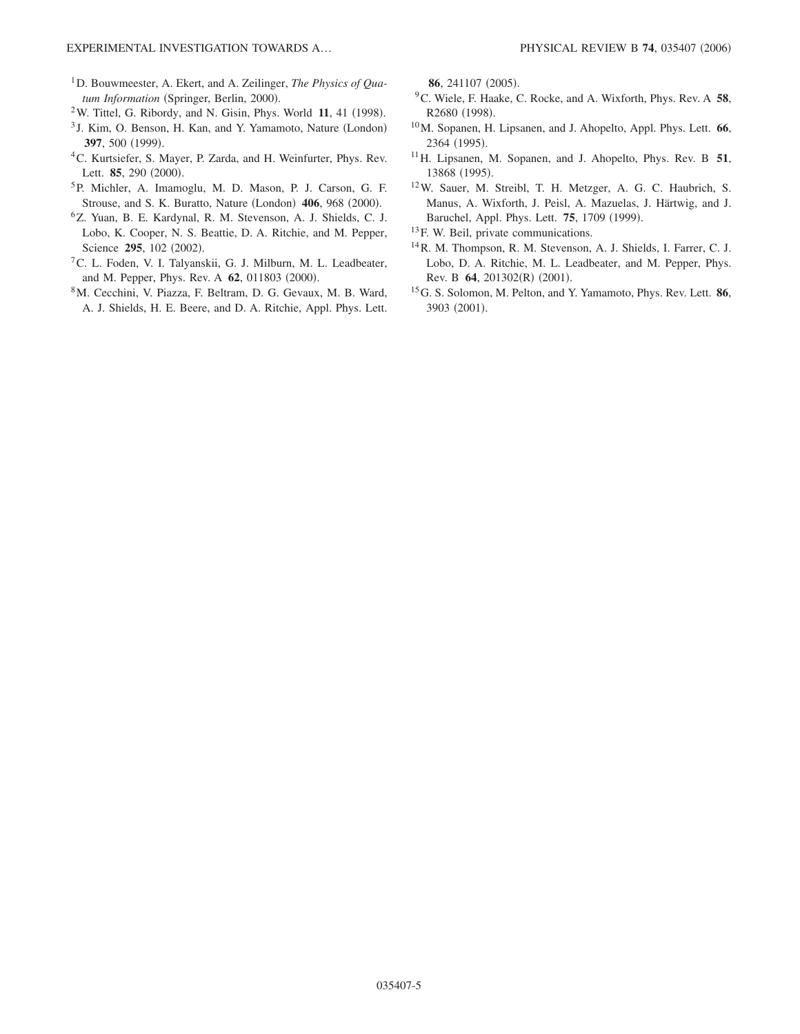[1] D. Bouwmeester, A. Ekert, and A. Zeilinger, *The Physics of Quatum Information* (Springer, Berlin, 2000).

[2] W. Tittel, G. Ribordy, and N. Gisin, Phys. World **11**, 41 (1998).

[3] J. Kim, O. Benson, H. Kan, and Y. Yamamoto, Nature (London) **397**, 500 (1999).

[4] C. Kurtsiefer, S. Mayer, P. Zarda, and H. Weinfurter, Phys. Rev. Lett. **85**, 290 (2000).

[5] P. Michler, A. Imamoglu, M. D. Mason, P. J. Carson, G. F. Strouse, and S. K. Buratto, Nature (London) **406**, 968 (2000).

[6] Z. Yuan, B. E. Kardynal, R. M. Stevenson, A. J. Shields, C. J. Lobo, K. Cooper, N. S. Beattie, D. A. Ritchie, and M. Pepper, Science **295**, 102 (2002).

[7] C. L. Foden, V. I. Talyanskii, G. J. Milburn, M. L. Leadbeater, and M. Pepper, Phys. Rev. A **62**, 011803 (2000).

[8] M. Cecchini, V. Piazza, F. Beltram, D. G. Gevaux, M. B. Ward, A. J. Shields, H. E. Beere, and D. A. Ritchie, Appl. Phys. Lett. **86**, 241107 (2005).

[9] C. Wiele, F. Haake, C. Rocke, and A. Wixforth, Phys. Rev. A **58**, R2680 (1998).

[10] M. Sopanen, H. Lipsanen, and J. Ahopelto, Appl. Phys. Lett. **66**, 2364 (1995).

[11] H. Lipsanen, M. Sopanen, and J. Ahopelto, Phys. Rev. B **51**, 13868 (1995).

[12] W. Sauer, M. Streibl, T. H. Metzger, A. G. C. Haubrich, S. Manus, A. Wixforth, J. Peisl, A. Mazuelas, J. Härtwig, and J. Baruchel, Appl. Phys. Lett. **75**, 1709 (1999).

[13] F. W. Beil, private communications.

[14] R. M. Thompson, R. M. Stevenson, A. J. Shields, I. Farrer, C. J. Lobo, D. A. Ritchie, M. L. Leadbeater, and M. Pepper, Phys. Rev. B **64**, 201302(R) (2001).

[15] G. S. Solomon, M. Pelton, and Y. Yamamoto, Phys. Rev. Lett. **86**, 3903 (2001).